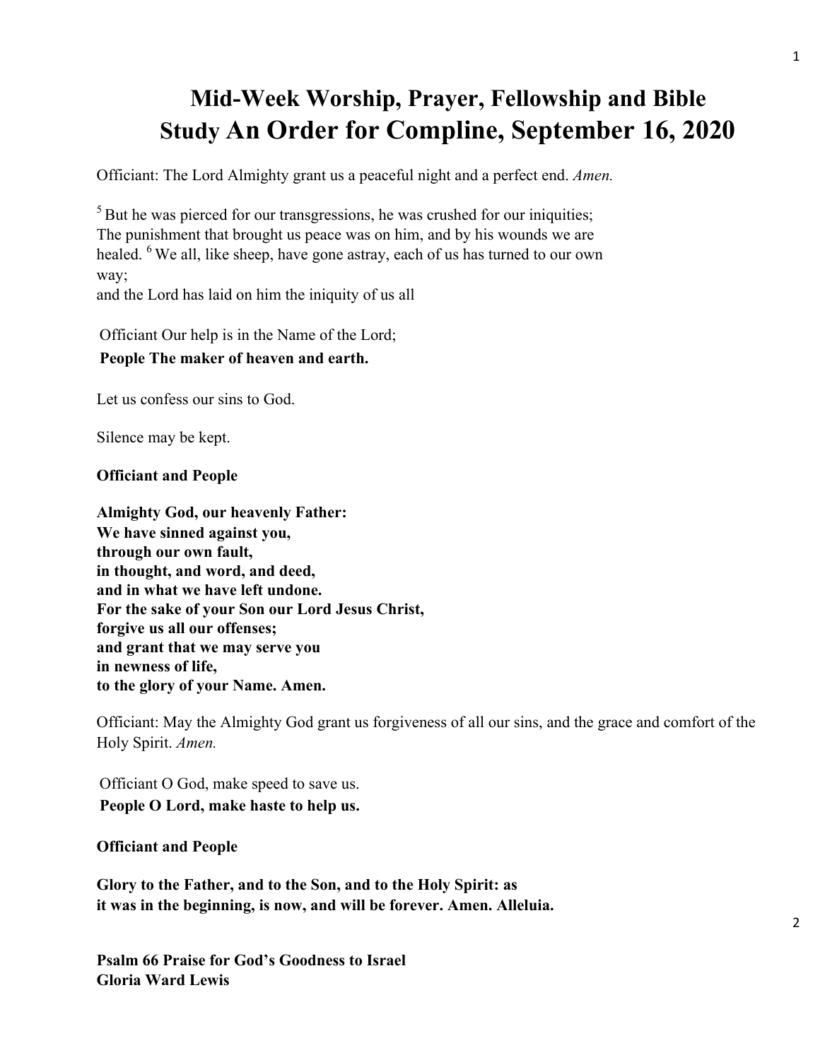# Mid-Week Worship, Prayer, Fellowship and Bible Study An Order for Compline, September 16, 2020

Officiant: The Lord Almighty grant us a peaceful night and a perfect end. *Amen.*

[5] But he was pierced for our transgressions, he was crushed for our iniquities;
The punishment that brought us peace was on him, and by his wounds we are healed. [6] We all, like sheep, have gone astray, each of us has turned to our own way;
and the Lord has laid on him the iniquity of us all

Officiant Our help is in the Name of the Lord;
**People The maker of heaven and earth.**

Let us confess our sins to God.

Silence may be kept.

**Officiant and People**

**Almighty God, our heavenly Father:**
**We have sinned against you,**
**through our own fault,**
**in thought, and word, and deed,**
**and in what we have left undone.**
**For the sake of your Son our Lord Jesus Christ,**
**forgive us all our offenses;**
**and grant that we may serve you**
**in newness of life,**
**to the glory of your Name. Amen.**

Officiant: May the Almighty God grant us forgiveness of all our sins, and the grace and comfort of the Holy Spirit. *Amen.*

Officiant O God, make speed to save us.
**People O Lord, make haste to help us.**

**Officiant and People**

**Glory to the Father, and to the Son, and to the Holy Spirit: as it was in the beginning, is now, and will be forever. Amen. Alleluia.**

**Psalm 66 Praise for God's Goodness to Israel**
**Gloria Ward Lewis**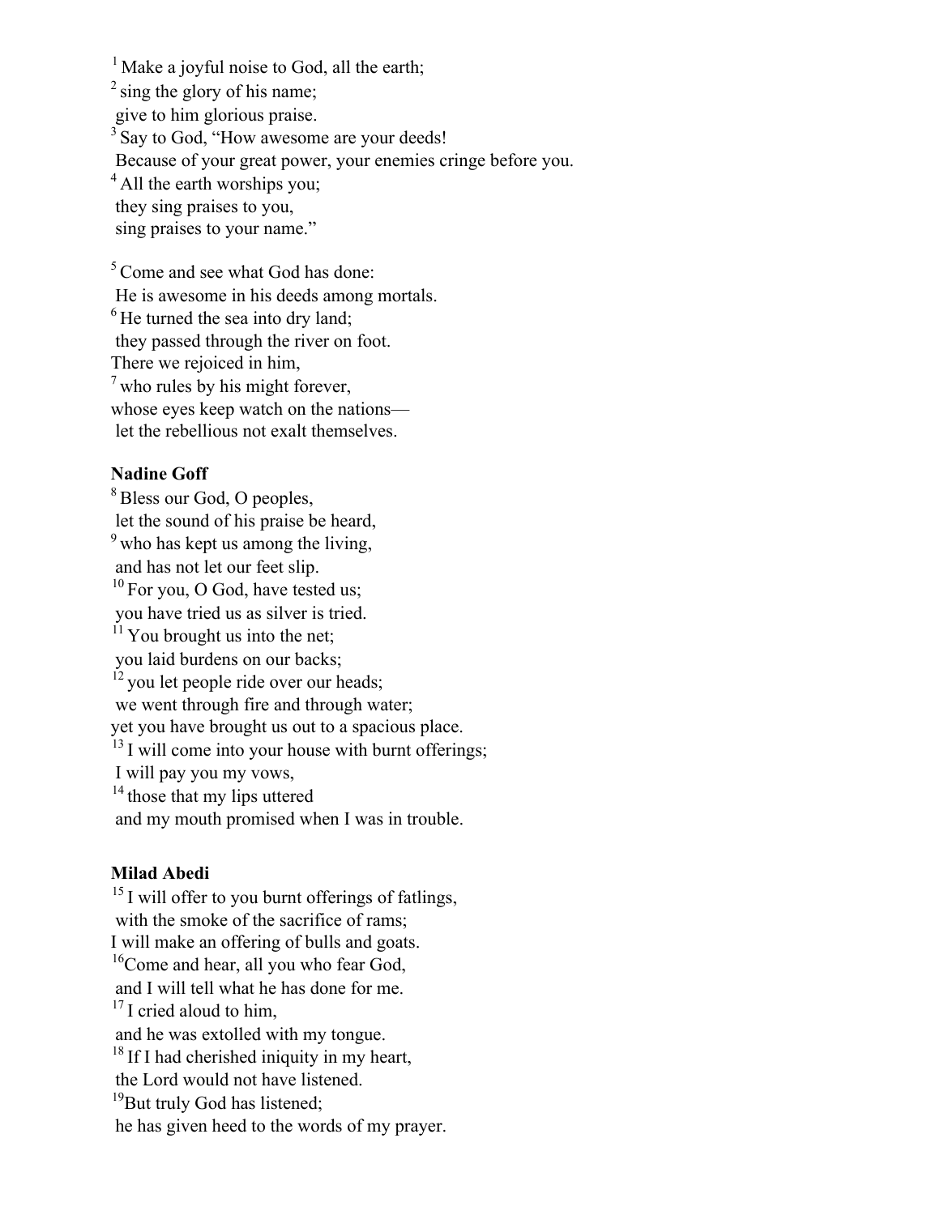[1] Make a joyful noise to God, all the earth;
[2] sing the glory of his name;
give to him glorious praise.
[3] Say to God, "How awesome are your deeds!
Because of your great power, your enemies cringe before you.
[4] All the earth worships you;
they sing praises to you,
sing praises to your name."

[5] Come and see what God has done:
He is awesome in his deeds among mortals.
[6] He turned the sea into dry land;
they passed through the river on foot.
There we rejoiced in him,
[7] who rules by his might forever,
whose eyes keep watch on the nations—
let the rebellious not exalt themselves.

**Nadine Goff**

[8] Bless our God, O peoples,
let the sound of his praise be heard,
[9] who has kept us among the living,
and has not let our feet slip.
[10] For you, O God, have tested us;
you have tried us as silver is tried.
[11] You brought us into the net;
you laid burdens on our backs;
[12] you let people ride over our heads;
we went through fire and through water;
yet you have brought us out to a spacious place.
[13] I will come into your house with burnt offerings;
I will pay you my vows,
[14] those that my lips uttered
and my mouth promised when I was in trouble.

**Milad Abedi**

[15] I will offer to you burnt offerings of fatlings,
with the smoke of the sacrifice of rams;
I will make an offering of bulls and goats.
[16] Come and hear, all you who fear God,
and I will tell what he has done for me.
[17] I cried aloud to him,
and he was extolled with my tongue.
[18] If I had cherished iniquity in my heart,
the Lord would not have listened.
[19] But truly God has listened;
he has given heed to the words of my prayer.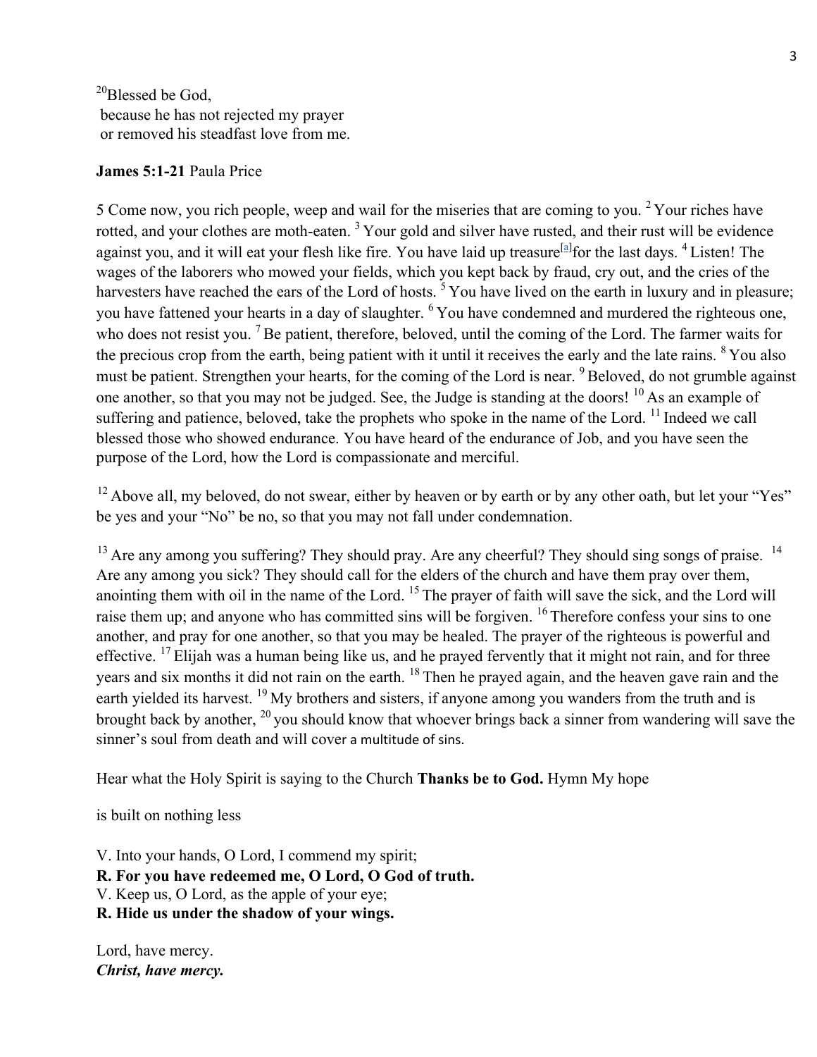[20]Blessed be God,
because he has not rejected my prayer
or removed his steadfast love from me.

**James 5:1-21** Paula Price

5 Come now, you rich people, weep and wail for the miseries that are coming to you. [2] Your riches have rotted, and your clothes are moth-eaten. [3] Your gold and silver have rusted, and their rust will be evidence against you, and it will eat your flesh like fire. You have laid up treasure[a] for the last days. [4] Listen! The wages of the laborers who mowed your fields, which you kept back by fraud, cry out, and the cries of the harvesters have reached the ears of the Lord of hosts. [5] You have lived on the earth in luxury and in pleasure; you have fattened your hearts in a day of slaughter. [6] You have condemned and murdered the righteous one, who does not resist you. [7] Be patient, therefore, beloved, until the coming of the Lord. The farmer waits for the precious crop from the earth, being patient with it until it receives the early and the late rains. [8] You also must be patient. Strengthen your hearts, for the coming of the Lord is near. [9] Beloved, do not grumble against one another, so that you may not be judged. See, the Judge is standing at the doors! [10] As an example of suffering and patience, beloved, take the prophets who spoke in the name of the Lord. [11] Indeed we call blessed those who showed endurance. You have heard of the endurance of Job, and you have seen the purpose of the Lord, how the Lord is compassionate and merciful.

[12] Above all, my beloved, do not swear, either by heaven or by earth or by any other oath, but let your "Yes" be yes and your "No" be no, so that you may not fall under condemnation.

[13] Are any among you suffering? They should pray. Are any cheerful? They should sing songs of praise. [14] Are any among you sick? They should call for the elders of the church and have them pray over them, anointing them with oil in the name of the Lord. [15] The prayer of faith will save the sick, and the Lord will raise them up; and anyone who has committed sins will be forgiven. [16] Therefore confess your sins to one another, and pray for one another, so that you may be healed. The prayer of the righteous is powerful and effective. [17] Elijah was a human being like us, and he prayed fervently that it might not rain, and for three years and six months it did not rain on the earth. [18] Then he prayed again, and the heaven gave rain and the earth yielded its harvest. [19] My brothers and sisters, if anyone among you wanders from the truth and is brought back by another, [20] you should know that whoever brings back a sinner from wandering will save the sinner's soul from death and will cover a multitude of sins.

Hear what the Holy Spirit is saying to the Church **Thanks be to God.** Hymn My hope

is built on nothing less

V. Into your hands, O Lord, I commend my spirit;
**R. For you have redeemed me, O Lord, O God of truth.**
V. Keep us, O Lord, as the apple of your eye;
**R. Hide us under the shadow of your wings.**

Lord, have mercy.
***Christ, have mercy.***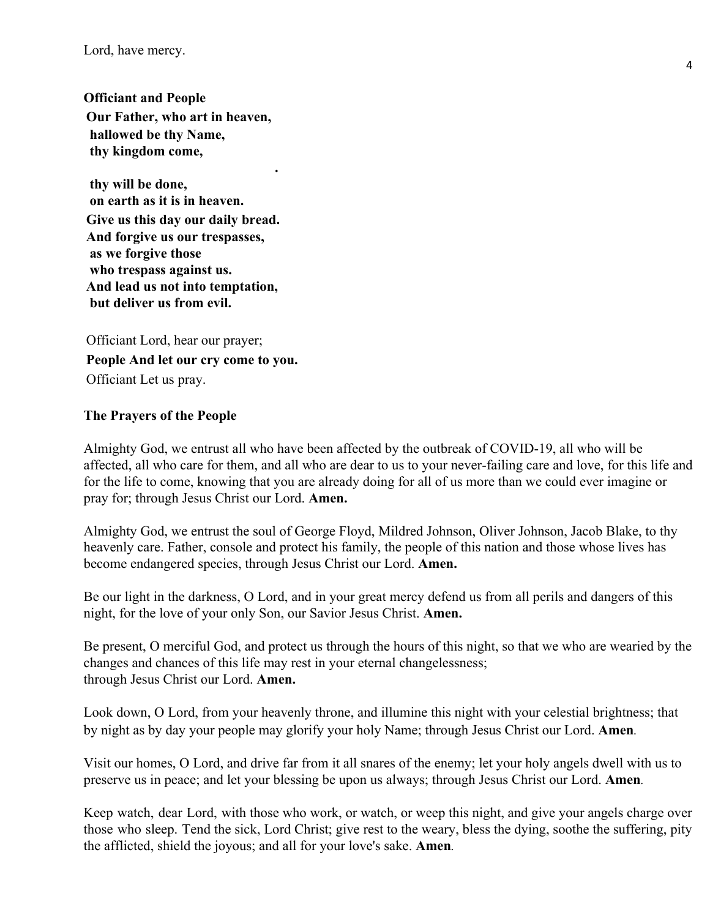Lord, have mercy.

**Officiant and People**

**Our Father, who art in heaven,**
**hallowed be thy Name,**
**thy kingdom come,**

**thy will be done,**
**on earth as it is in heaven.**
**Give us this day our daily bread.**
**And forgive us our trespasses,**
**as we forgive those**
**who trespass against us.**
**And lead us not into temptation,**
**but deliver us from evil.**

Officiant Lord, hear our prayer;
**People And let our cry come to you.**
Officiant Let us pray.

**The Prayers of the People**

Almighty God, we entrust all who have been affected by the outbreak of COVID-19, all who will be affected, all who care for them, and all who are dear to us to your never-failing care and love, for this life and for the life to come, knowing that you are already doing for all of us more than we could ever imagine or pray for; through Jesus Christ our Lord. **Amen.**

Almighty God, we entrust the soul of George Floyd, Mildred Johnson, Oliver Johnson, Jacob Blake, to thy heavenly care. Father, console and protect his family, the people of this nation and those whose lives has become endangered species, through Jesus Christ our Lord. **Amen.**

Be our light in the darkness, O Lord, and in your great mercy defend us from all perils and dangers of this night, for the love of your only Son, our Savior Jesus Christ. **Amen.**

Be present, O merciful God, and protect us through the hours of this night, so that we who are wearied by the changes and chances of this life may rest in your eternal changelessness;
through Jesus Christ our Lord. **Amen.**

Look down, O Lord, from your heavenly throne, and illumine this night with your celestial brightness; that by night as by day your people may glorify your holy Name; through Jesus Christ our Lord. **Amen**.

Visit our homes, O Lord, and drive far from it all snares of the enemy; let your holy angels dwell with us to preserve us in peace; and let your blessing be upon us always; through Jesus Christ our Lord. **Amen**.

Keep watch, dear Lord, with those who work, or watch, or weep this night, and give your angels charge over those who sleep. Tend the sick, Lord Christ; give rest to the weary, bless the dying, soothe the suffering, pity the afflicted, shield the joyous; and all for your love's sake. **Amen**.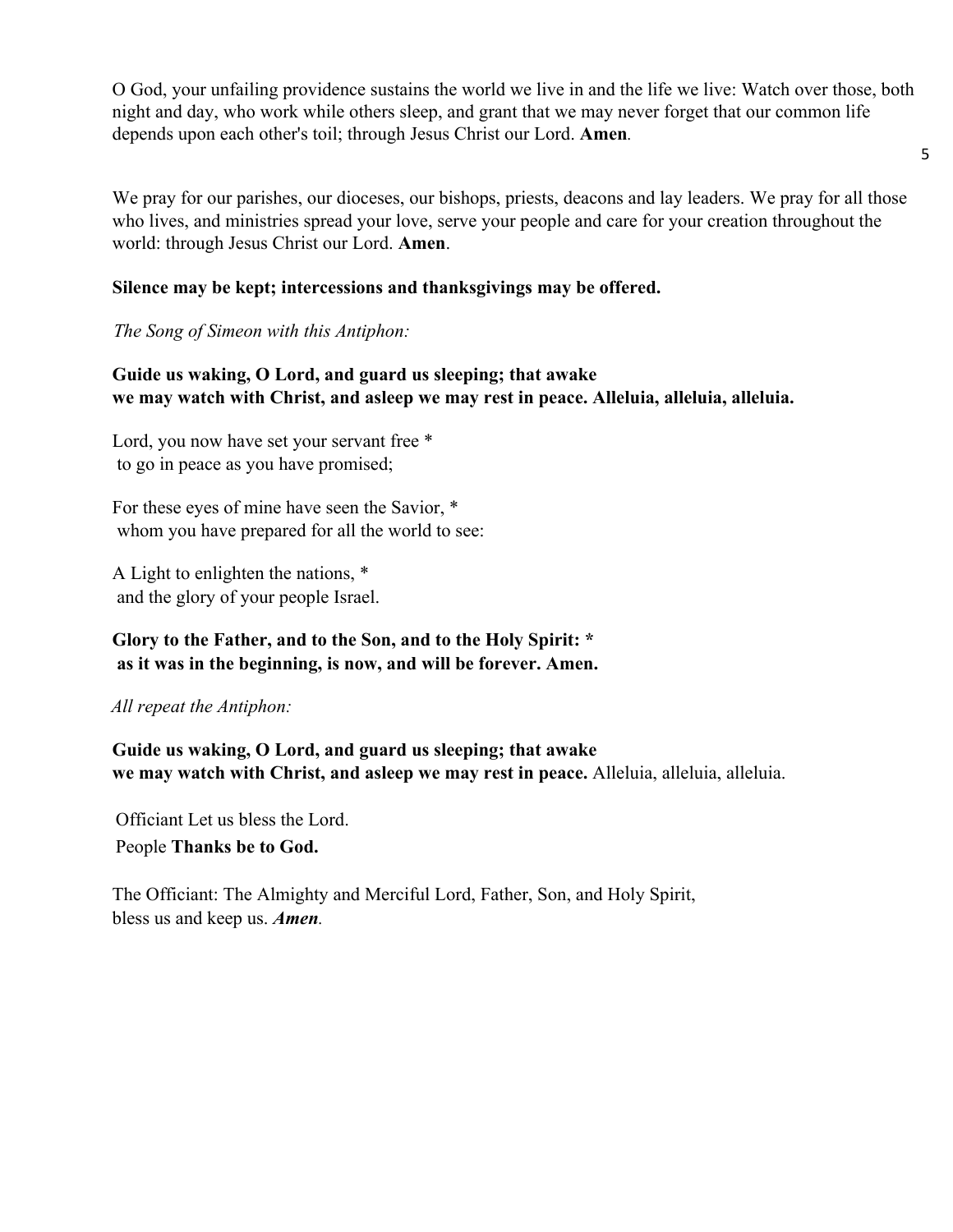O God, your unfailing providence sustains the world we live in and the life we live: Watch over those, both night and day, who work while others sleep, and grant that we may never forget that our common life depends upon each other's toil; through Jesus Christ our Lord. **Amen**.

We pray for our parishes, our dioceses, our bishops, priests, deacons and lay leaders. We pray for all those who lives, and ministries spread your love, serve your people and care for your creation throughout the world: through Jesus Christ our Lord. **Amen**.

**Silence may be kept; intercessions and thanksgivings may be offered.**

*The Song of Simeon with this Antiphon:*

**Guide us waking, O Lord, and guard us sleeping; that awake
we may watch with Christ, and asleep we may rest in peace. Alleluia, alleluia, alleluia.**

Lord, you now have set your servant free *
to go in peace as you have promised;

For these eyes of mine have seen the Savior, *
whom you have prepared for all the world to see:

A Light to enlighten the nations, *
and the glory of your people Israel.

**Glory to the Father, and to the Son, and to the Holy Spirit: *
as it was in the beginning, is now, and will be forever. Amen.**

*All repeat the Antiphon:*

**Guide us waking, O Lord, and guard us sleeping; that awake
we may watch with Christ, and asleep we may rest in peace.** Alleluia, alleluia, alleluia.

Officiant Let us bless the Lord.
People **Thanks be to God.**

The Officiant: The Almighty and Merciful Lord, Father, Son, and Holy Spirit,
bless us and keep us. ***Amen***.